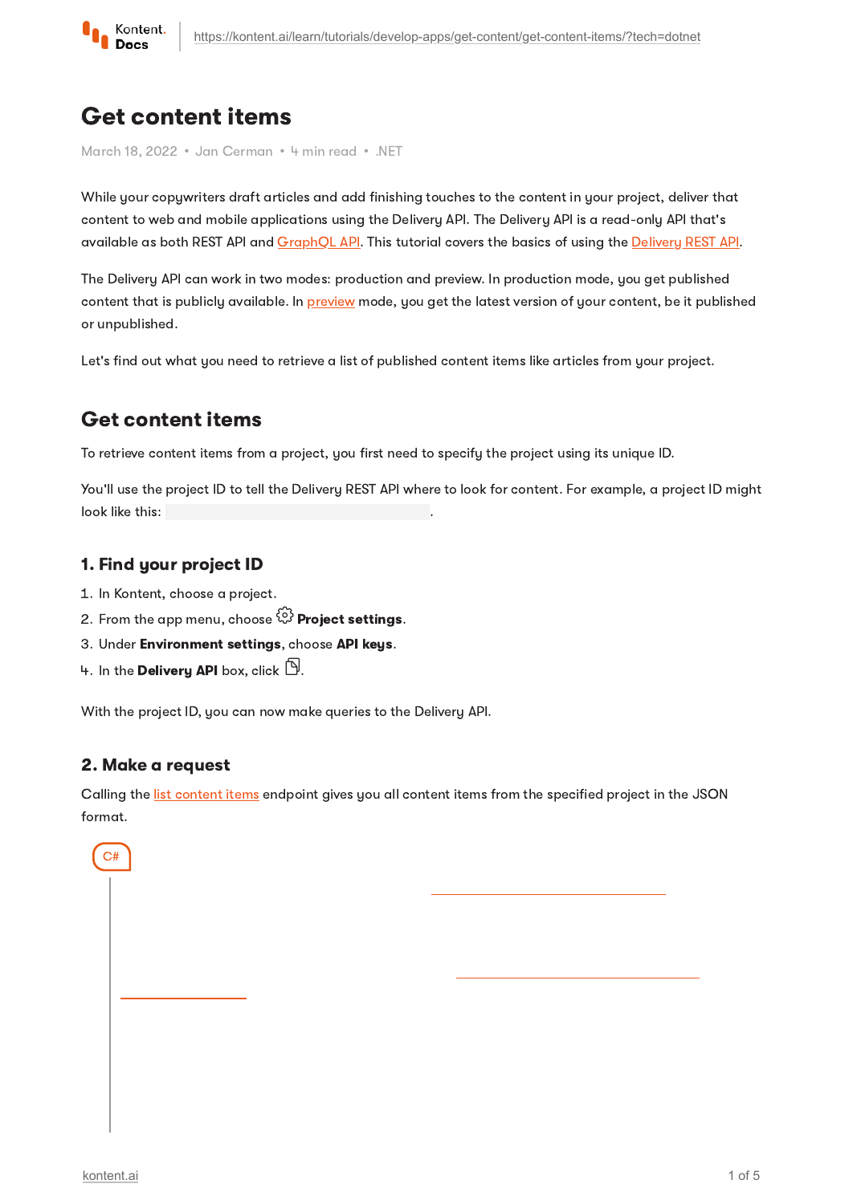# Get content items

March 18, 2022 • Jan Cerman • 4 min read • .NET

While your copywriters draft articles and add finishing touches to the content in your project, deliver that content to web and mobile applications using the Delivery API. The Delivery API is a read-only API that's available as both REST API and GraphQL API. This tutorial covers the basics of using the Delivery REST API.

The Delivery API can work in two modes: production and preview. In production mode, you get published content that is publicly available. In preview mode, you get the latest version of your content, be it published or unpublished.

Let's find out what you need to retrieve a list of published content items like articles from your project.

## Get content items

To retrieve content items from a project, you first need to specify the project using its unique ID.

You'll use the project ID to tell the Delivery REST API where to look for content. For example, a project ID might look like this: .

### 1. Find your project ID

1. In Kontent, choose a project.
2. From the app menu, choose **Project settings**.
3. Under **Environment settings**, choose **API keys**.
4. In the **Delivery API** box, click .

With the project ID, you can now make queries to the Delivery API.

### 2. Make a request

Calling the list content items endpoint gives you all content items from the specified project in the JSON format.

C#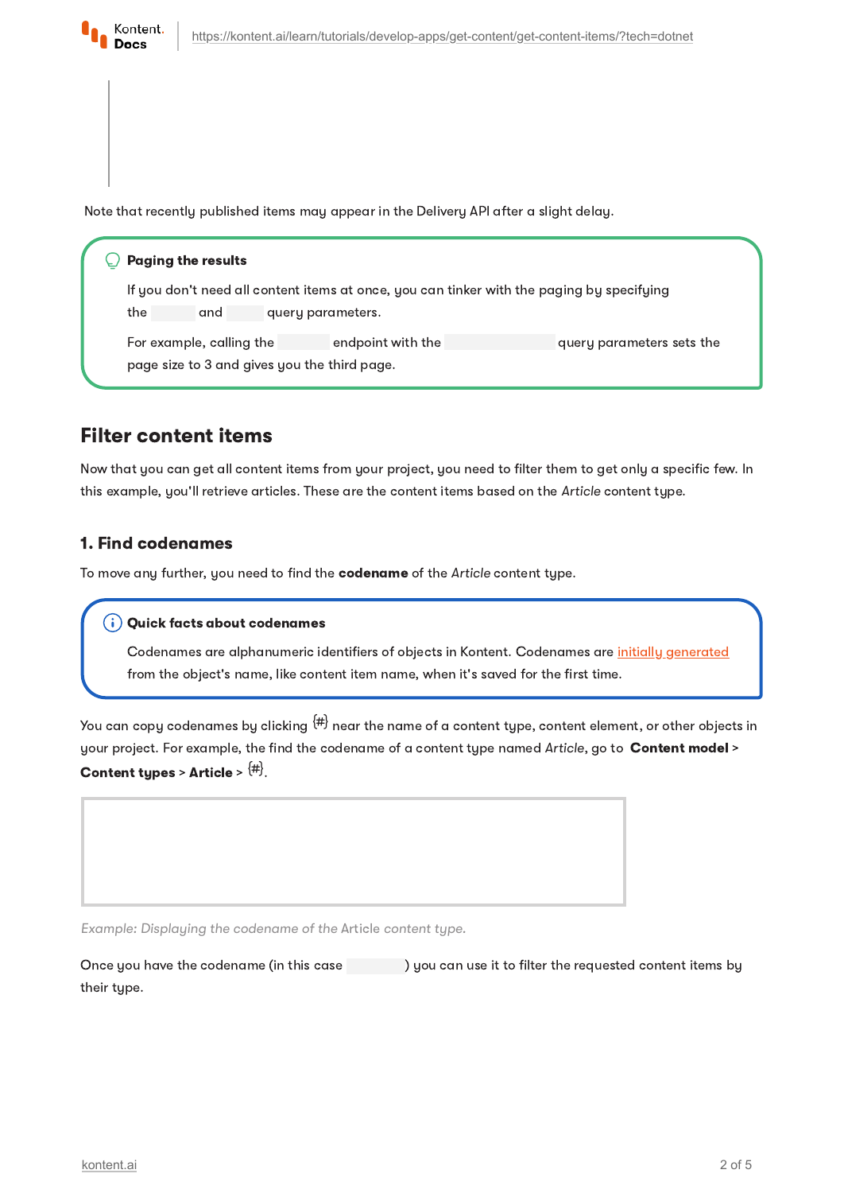Note that recently published items may appear in the Delivery API after a slight delay.

> **Paging the results**
>
> If you don't need all content items at once, you can tinker with the paging by specifying the and query parameters.
>
> For example, calling the endpoint with the query parameters sets the page size to 3 and gives you the third page.

## Filter content items

Now that you can get all content items from your project, you need to filter them to get only a specific few. In this example, you'll retrieve articles. These are the content items based on the *Article* content type.

### 1. Find codenames

To move any further, you need to find the **codename** of the *Article* content type.

> **Quick facts about codenames**
>
> Codenames are alphanumeric identifiers of objects in Kontent. Codenames are initially generated from the object's name, like content item name, when it's saved for the first time.

You can copy codenames by clicking {#} near the name of a content type, content element, or other objects in your project. For example, the find the codename of a content type named *Article*, go to **Content model** > **Content types** > **Article** > {#}.

*Example: Displaying the codename of the Article content type.*

Once you have the codename (in this case ) you can use it to filter the requested content items by their type.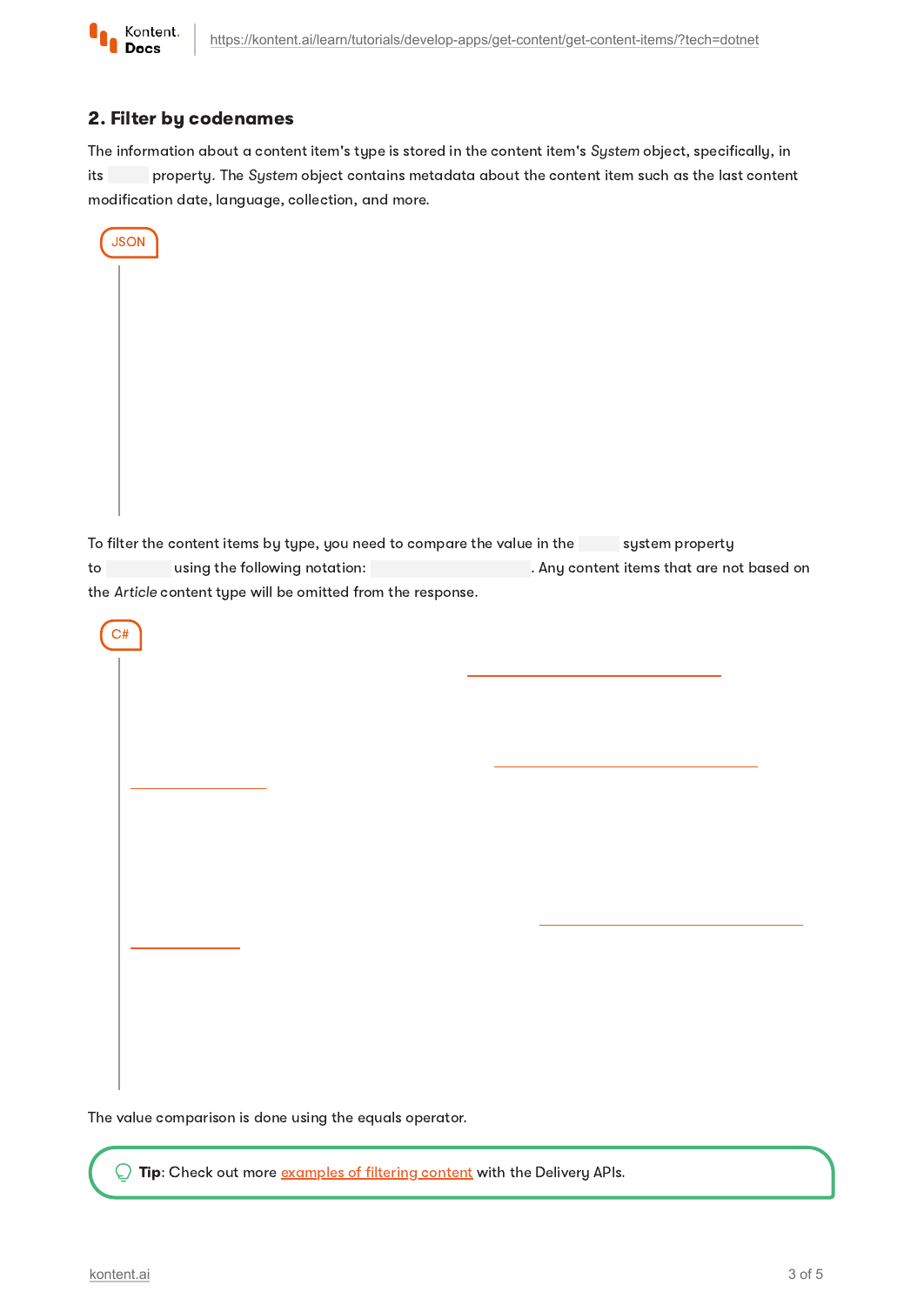## 2. Filter by codenames

The information about a content item's type is stored in the content item's *System* object, specifically, in its property. The *System* object contains metadata about the content item such as the last content modification date, language, collection, and more.

JSON

```json
```

To filter the content items by type, you need to compare the value in the system property to using the following notation: . Any content items that are not based on the *Article* content type will be omitted from the response.

C#

```csharp
```

The value comparison is done using the equals operator.

**Tip**: Check out more examples of filtering content with the Delivery APIs.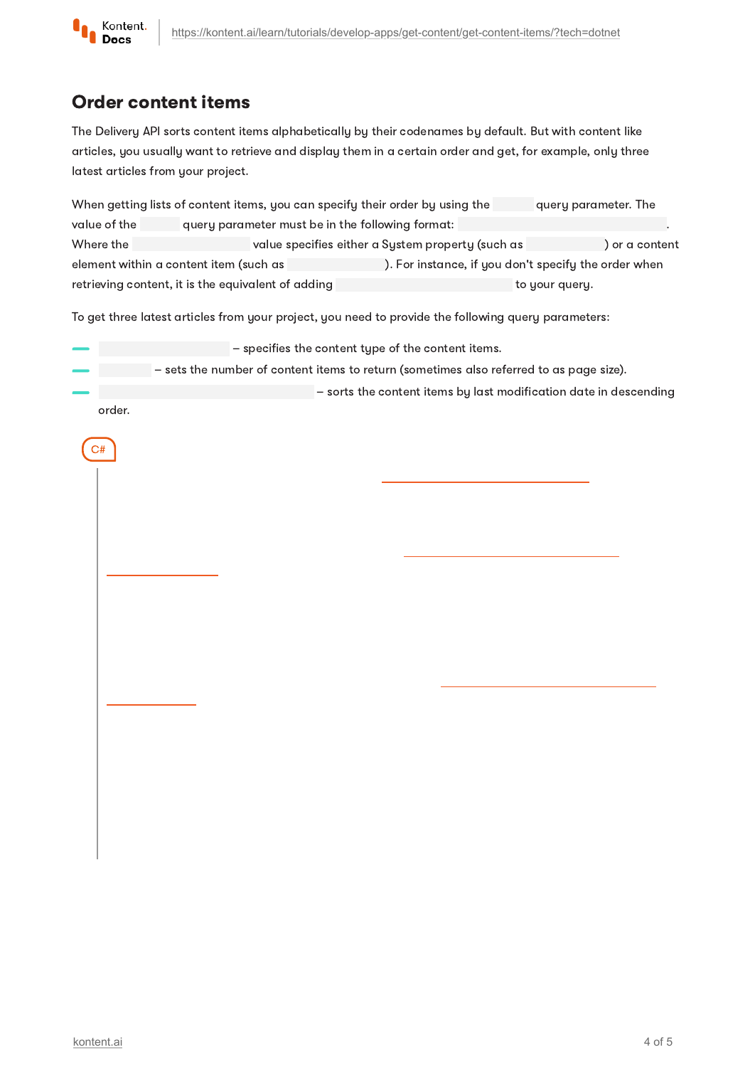## Order content items

The Delivery API sorts content items alphabetically by their codenames by default. But with content like articles, you usually want to retrieve and display them in a certain order and get, for example, only three latest articles from your project.

When getting lists of content items, you can specify their order by using the  query parameter. The value of the  query parameter must be in the following format: .
Where the  value specifies either a System property (such as ) or a content element within a content item (such as ). For instance, if you don't specify the order when retrieving content, it is the equivalent of adding  to your query.

To get three latest articles from your project, you need to provide the following query parameters:

- – specifies the content type of the content items.
- – sets the number of content items to return (sometimes also referred to as page size).
- – sorts the content items by last modification date in descending order.

C#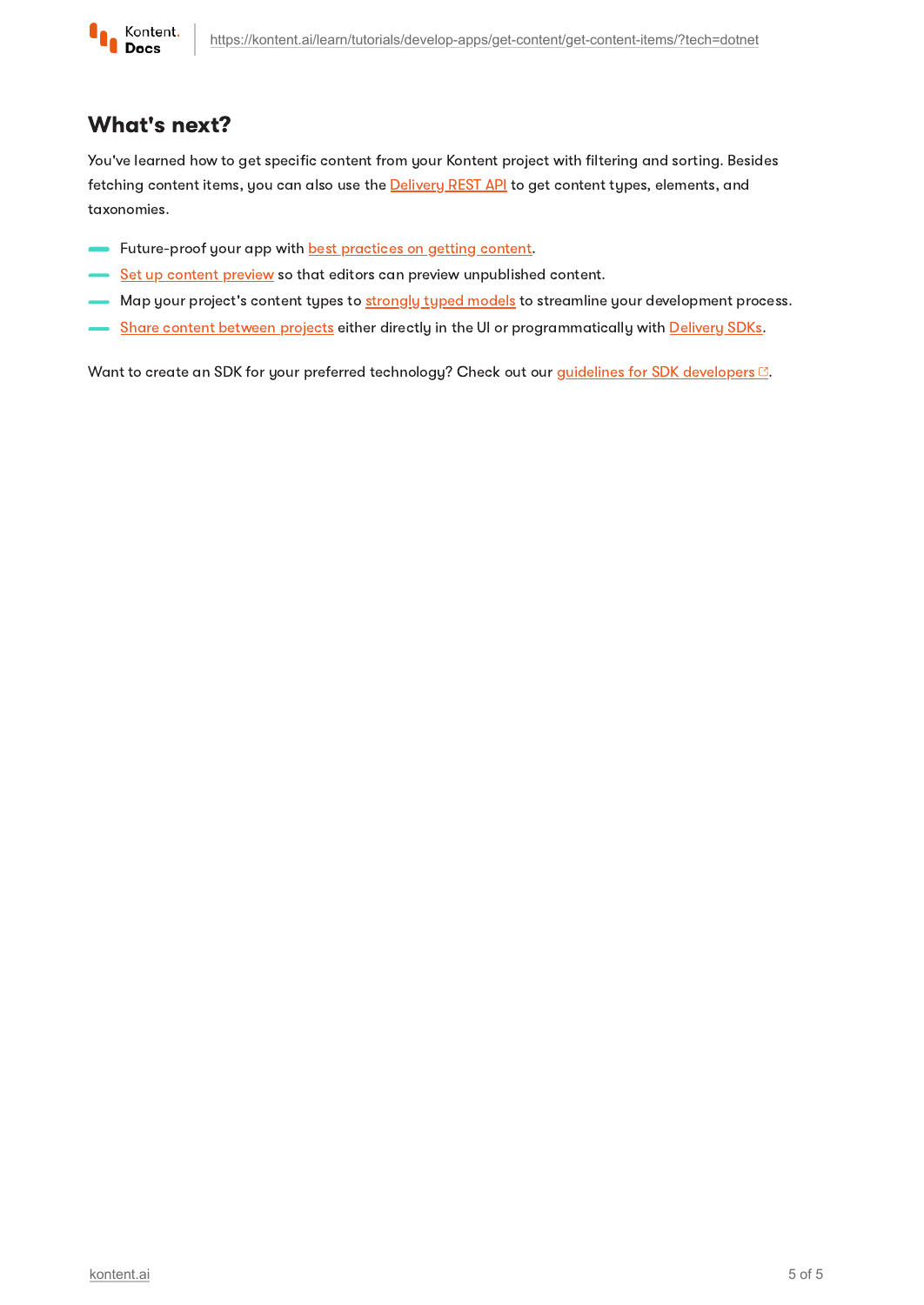## What's next?

You've learned how to get specific content from your Kontent project with filtering and sorting. Besides fetching content items, you can also use the Delivery REST API to get content types, elements, and taxonomies.

- Future-proof your app with best practices on getting content.
- Set up content preview so that editors can preview unpublished content.
- Map your project's content types to strongly typed models to streamline your development process.
- Share content between projects either directly in the UI or programmatically with Delivery SDKs.

Want to create an SDK for your preferred technology? Check out our guidelines for SDK developers.